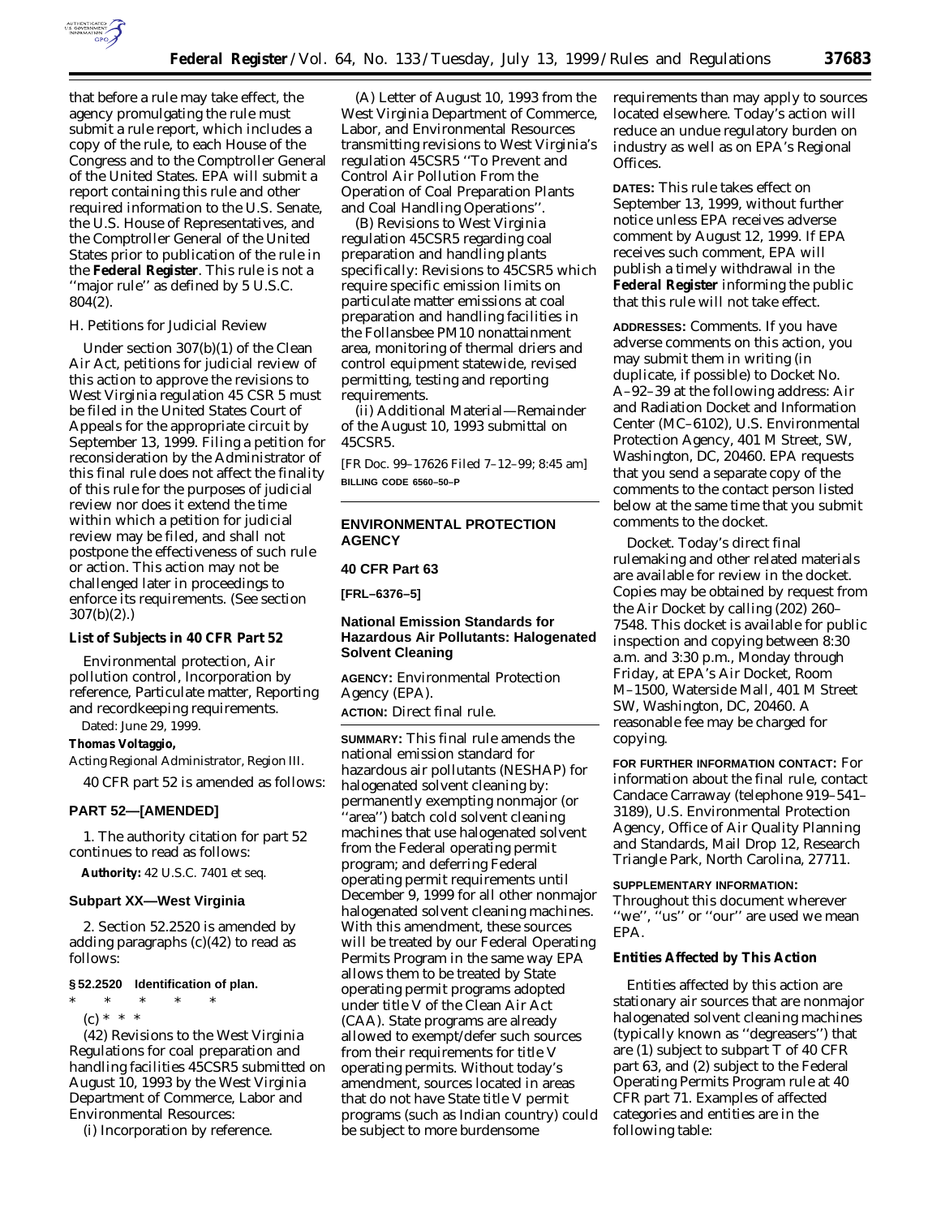that before a rule may take effect, the agency promulgating the rule must submit a rule report, which includes a copy of the rule, to each House of the Congress and to the Comptroller General of the United States. EPA will submit a report containing this rule and other required information to the U.S. Senate, the U.S. House of Representatives, and the Comptroller General of the United States prior to publication of the rule in the **Federal Register**. This rule is not a ''major rule'' as defined by 5 U.S.C. 804(2).

H. Petitions for Judicial Review

Under section 307(b)(1) of the Clean Air Act, petitions for judicial review of this action to approve the revisions to West Virginia regulation 45 CSR 5 must be filed in the United States Court of Appeals for the appropriate circuit by September 13, 1999. Filing a petition for reconsideration by the Administrator of this final rule does not affect the finality of this rule for the purposes of judicial review nor does it extend the time within which a petition for judicial review may be filed, and shall not postpone the effectiveness of such rule or action. This action may not be challenged later in proceedings to enforce its requirements. (See section 307(b)(2).)

**List of Subjects in 40 CFR Part 52**

Environmental protection, Air pollution control, Incorporation by reference, Particulate matter, Reporting and recordkeeping requirements.

Dated: June 29, 1999.

**Thomas Voltaggio,**

*Acting Regional Administrator, Region III.*

40 CFR part 52 is amended as follows:

## PART 52—[AMENDED]

1. The authority citation for part 52 continues to read as follows:

**Authority:** 42 U.S.C. 7401 et seq.

### Subpart XX—West Virginia

2. Section 52.2520 is amended by adding paragraphs (c)(42) to read as follows:

**§ 52.2520 Identification of plan.**

\* \* \* \* \*

(c) \* \* \*

(42) Revisions to the West Virginia Regulations for coal preparation and handling facilities 45CSR5 submitted on August 10, 1993 by the West Virginia Department of Commerce, Labor and Environmental Resources:

(i) Incorporation by reference.

(A) Letter of August 10, 1993 from the West Virginia Department of Commerce, Labor, and Environmental Resources transmitting revisions to West Virginia's regulation 45CSR5 ''To Prevent and Control Air Pollution From the Operation of Coal Preparation Plants and Coal Handling Operations''.

(B) Revisions to West Virginia regulation 45CSR5 regarding coal preparation and handling plants specifically: Revisions to 45CSR5 which require specific emission limits on particulate matter emissions at coal preparation and handling facilities in the Follansbee PM10 nonattainment area, monitoring of thermal driers and control equipment statewide, revised permitting, testing and reporting requirements.

(ii) Additional Material—Remainder of the August 10, 1993 submittal on 45CSR5.

[FR Doc. 99–17626 Filed 7–12–99; 8:45 am]

BILLING CODE 6560–50–P

## ENVIRONMENTAL PROTECTION AGENCY

### 40 CFR Part 63

**[FRL–6376–5]**

### National Emission Standards for Hazardous Air Pollutants: Halogenated Solvent Cleaning

**AGENCY:** Environmental Protection Agency (EPA).

**ACTION:** Direct final rule.

**SUMMARY:** This final rule amends the national emission standard for hazardous air pollutants (NESHAP) for halogenated solvent cleaning by: permanently exempting nonmajor (or ''area'') batch cold solvent cleaning machines that use halogenated solvent from the Federal operating permit program; and deferring Federal operating permit requirements until December 9, 1999 for all other nonmajor halogenated solvent cleaning machines. With this amendment, these sources will be treated by our Federal Operating Permits Program in the same way EPA allows them to be treated by State operating permit programs adopted under title V of the Clean Air Act (CAA). State programs are already allowed to exempt/defer such sources from their requirements for title V operating permits. Without today's amendment, sources located in areas that do not have State title V permit programs (such as Indian country) could be subject to more burdensome requirements than may apply to sources located elsewhere. Today's action will reduce an undue regulatory burden on industry as well as on EPA's Regional Offices.

**DATES:** This rule takes effect on September 13, 1999, without further notice unless EPA receives adverse comment by August 12, 1999. If EPA receives such comment, EPA will publish a timely withdrawal in the **Federal Register** informing the public that this rule will not take effect.

**ADDRESSES:** Comments. If you have adverse comments on this action, you may submit them in writing (in duplicate, if possible) to Docket No. A–92–39 at the following address: Air and Radiation Docket and Information Center (MC–6102), U.S. Environmental Protection Agency, 401 M Street, SW, Washington, DC, 20460. EPA requests that you send a separate copy of the comments to the contact person listed below at the same time that you submit comments to the docket.

Docket. Today's direct final rulemaking and other related materials are available for review in the docket. Copies may be obtained by request from the Air Docket by calling (202) 260–7548. This docket is available for public inspection and copying between 8:30 a.m. and 3:30 p.m., Monday through Friday, at EPA's Air Docket, Room M–1500, Waterside Mall, 401 M Street SW, Washington, DC, 20460. A reasonable fee may be charged for copying.

**FOR FURTHER INFORMATION CONTACT:** For information about the final rule, contact Candace Carraway (telephone 919–541–3189), U.S. Environmental Protection Agency, Office of Air Quality Planning and Standards, Mail Drop 12, Research Triangle Park, North Carolina, 27711.

**SUPPLEMENTARY INFORMATION:**

Throughout this document wherever ''we'', ''us'' or ''our'' are used we mean EPA.

**Entities Affected by This Action**

Entities affected by this action are stationary air sources that are nonmajor halogenated solvent cleaning machines (typically known as ''degreasers'') that are (1) subject to subpart T of 40 CFR part 63, and (2) subject to the Federal Operating Permits Program rule at 40 CFR part 71. Examples of affected categories and entities are in the following table: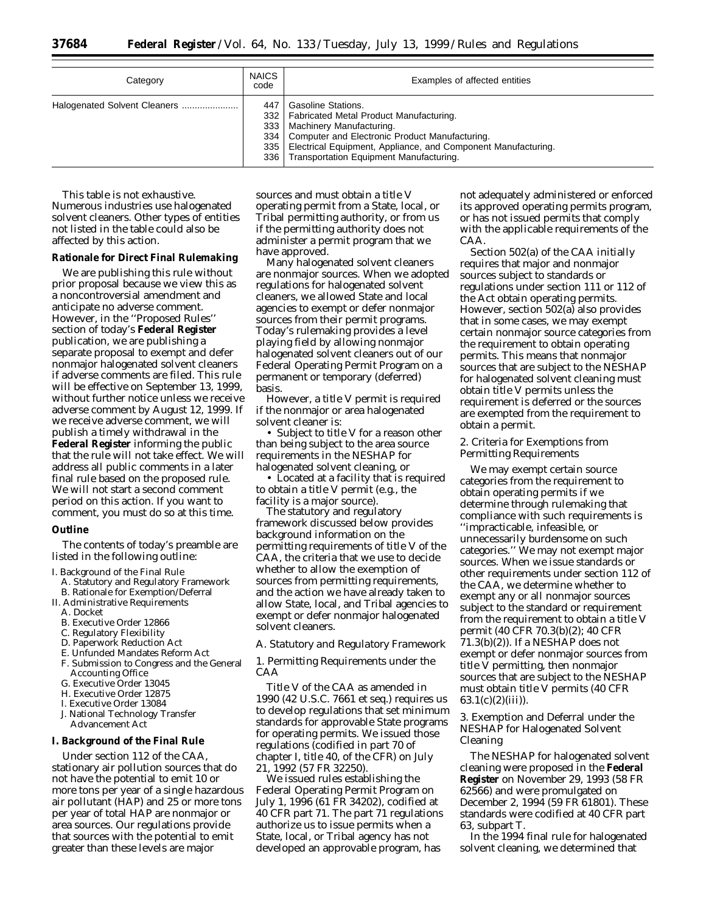| Category | NAICS code | Examples of affected entities |
| --- | --- | --- |
| Halogenated Solvent Cleaners | 447 | Gasoline Stations. |
| | 332 | Fabricated Metal Product Manufacturing. |
| | 333 | Machinery Manufacturing. |
| | 334 | Computer and Electronic Product Manufacturing. |
| | 335 | Electrical Equipment, Appliance, and Component Manufacturing. |
| | 336 | Transportation Equipment Manufacturing. |

This table is not exhaustive. Numerous industries use halogenated solvent cleaners. Other types of entities not listed in the table could also be affected by this action.

**Rationale for Direct Final Rulemaking**

We are publishing this rule without prior proposal because we view this as a noncontroversial amendment and anticipate no adverse comment. However, in the ''Proposed Rules'' section of today's **Federal Register** publication, we are publishing a separate proposal to exempt and defer nonmajor halogenated solvent cleaners if adverse comments are filed. This rule will be effective on September 13, 1999, without further notice unless we receive adverse comment by August 12, 1999. If we receive adverse comment, we will publish a timely withdrawal in the **Federal Register** informing the public that the rule will not take effect. We will address all public comments in a later final rule based on the proposed rule. We will not start a second comment period on this action. If you want to comment, you must do so at this time.

**Outline**

The contents of today's preamble are listed in the following outline:

I. Background of the Final Rule
  A. Statutory and Regulatory Framework
  B. Rationale for Exemption/Deferral
II. Administrative Requirements
  A. Docket
  B. Executive Order 12866
  C. Regulatory Flexibility
  D. Paperwork Reduction Act
  E. Unfunded Mandates Reform Act
  F. Submission to Congress and the General Accounting Office
  G. Executive Order 13045
  H. Executive Order 12875
  I. Executive Order 13084
  J. National Technology Transfer Advancement Act

**I. Background of the Final Rule**

Under section 112 of the CAA, stationary air pollution sources that do not have the potential to emit 10 or more tons per year of a single hazardous air pollutant (HAP) and 25 or more tons per year of total HAP are nonmajor or area sources. Our regulations provide that sources with the potential to emit greater than these levels are major sources and must obtain a title V operating permit from a State, local, or Tribal permitting authority, or from us if the permitting authority does not administer a permit program that we have approved.

Many halogenated solvent cleaners are nonmajor sources. When we adopted regulations for halogenated solvent cleaners, we allowed State and local agencies to exempt or defer nonmajor sources from their permit programs. Today's rulemaking provides a level playing field by allowing nonmajor halogenated solvent cleaners out of our Federal Operating Permit Program on a permanent or temporary (deferred) basis.

However, a title V permit is required if the nonmajor or area halogenated solvent cleaner is:

- Subject to title V for a reason other than being subject to the area source requirements in the NESHAP for halogenated solvent cleaning, or
- Located at a facility that is required to obtain a title V permit (e.g., the facility is a major source).

The statutory and regulatory framework discussed below provides background information on the permitting requirements of title V of the CAA, the criteria that we use to decide whether to allow the exemption of sources from permitting requirements, and the action we have already taken to allow State, local, and Tribal agencies to exempt or defer nonmajor halogenated solvent cleaners.

*A. Statutory and Regulatory Framework*

*1. Permitting Requirements under the CAA*

Title V of the CAA as amended in 1990 (42 U.S.C. 7661 et seq.) requires us to develop regulations that set minimum standards for approvable State programs for operating permits. We issued those regulations (codified in part 70 of chapter I, title 40, of the CFR) on July 21, 1992 (57 FR 32250).

We issued rules establishing the Federal Operating Permit Program on July 1, 1996 (61 FR 34202), codified at 40 CFR part 71. The part 71 regulations authorize us to issue permits when a State, local, or Tribal agency has not developed an approvable program, has not adequately administered or enforced its approved operating permits program, or has not issued permits that comply with the applicable requirements of the CAA.

Section 502(a) of the CAA initially requires that major and nonmajor sources subject to standards or regulations under section 111 or 112 of the Act obtain operating permits. However, section 502(a) also provides that in some cases, we may exempt certain nonmajor source categories from the requirement to obtain operating permits. This means that nonmajor sources that are subject to the NESHAP for halogenated solvent cleaning must obtain title V permits unless the requirement is deferred or the sources are exempted from the requirement to obtain a permit.

*2. Criteria for Exemptions from Permitting Requirements*

We may exempt certain source categories from the requirement to obtain operating permits if we determine through rulemaking that compliance with such requirements is ''impracticable, infeasible, or unnecessarily burdensome on such categories.'' We may not exempt major sources. When we issue standards or other requirements under section 112 of the CAA, we determine whether to exempt any or all nonmajor sources subject to the standard or requirement from the requirement to obtain a title V permit (40 CFR 70.3(b)(2); 40 CFR 71.3(b)(2)). If a NESHAP does not exempt or defer nonmajor sources from title V permitting, then nonmajor sources that are subject to the NESHAP must obtain title V permits (40 CFR 63.1(c)(2)(iii)).

*3. Exemption and Deferral under the NESHAP for Halogenated Solvent Cleaning*

The NESHAP for halogenated solvent cleaning were proposed in the **Federal Register** on November 29, 1993 (58 FR 62566) and were promulgated on December 2, 1994 (59 FR 61801). These standards were codified at 40 CFR part 63, subpart T.

In the 1994 final rule for halogenated solvent cleaning, we determined that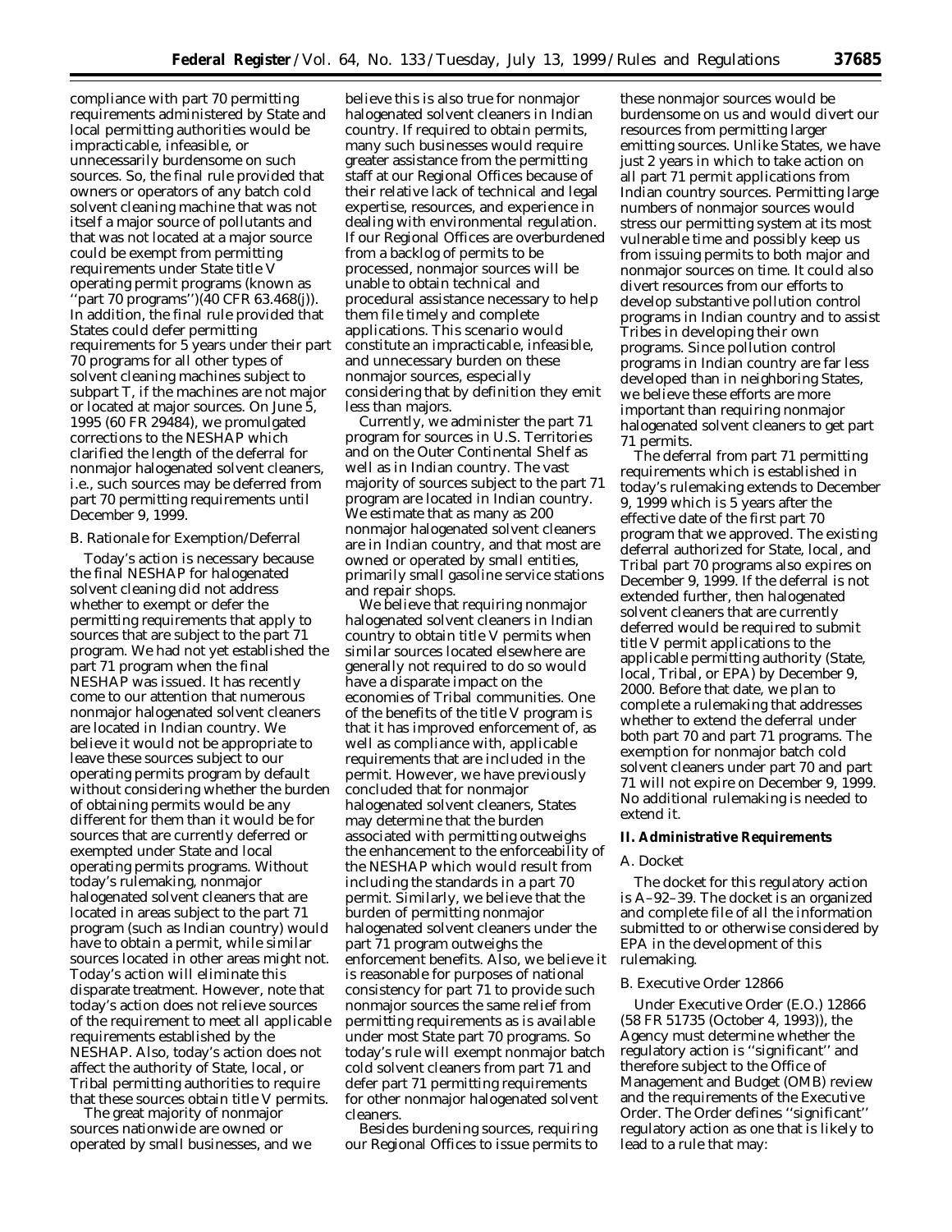compliance with part 70 permitting requirements administered by State and local permitting authorities would be impracticable, infeasible, or unnecessarily burdensome on such sources. So, the final rule provided that owners or operators of any batch cold solvent cleaning machine that was not itself a major source of pollutants and that was not located at a major source could be exempt from permitting requirements under State title V operating permit programs (known as "part 70 programs")(40 CFR 63.468(j)). In addition, the final rule provided that States could defer permitting requirements for 5 years under their part 70 programs for all other types of solvent cleaning machines subject to subpart T, if the machines are not major or located at major sources. On June 5, 1995 (60 FR 29484), we promulgated corrections to the NESHAP which clarified the length of the deferral for nonmajor halogenated solvent cleaners, i.e., such sources may be deferred from part 70 permitting requirements until December 9, 1999.

### *B. Rationale for Exemption/Deferral*

Today's action is necessary because the final NESHAP for halogenated solvent cleaning did not address whether to exempt or defer the permitting requirements that apply to sources that are subject to the part 71 program. We had not yet established the part 71 program when the final NESHAP was issued. It has recently come to our attention that numerous nonmajor halogenated solvent cleaners are located in Indian country. We believe it would not be appropriate to leave these sources subject to our operating permits program by default without considering whether the burden of obtaining permits would be any different for them than it would be for sources that are currently deferred or exempted under State and local operating permits programs. Without today's rulemaking, nonmajor halogenated solvent cleaners that are located in areas subject to the part 71 program (such as Indian country) would have to obtain a permit, while similar sources located in other areas might not. Today's action will eliminate this disparate treatment. However, note that today's action does not relieve sources of the requirement to meet all applicable requirements established by the NESHAP. Also, today's action does not affect the authority of State, local, or Tribal permitting authorities to require that these sources obtain title V permits.

The great majority of nonmajor sources nationwide are owned or operated by small businesses, and we believe this is also true for nonmajor halogenated solvent cleaners in Indian country. If required to obtain permits, many such businesses would require greater assistance from the permitting staff at our Regional Offices because of their relative lack of technical and legal expertise, resources, and experience in dealing with environmental regulation. If our Regional Offices are overburdened from a backlog of permits to be processed, nonmajor sources will be unable to obtain technical and procedural assistance necessary to help them file timely and complete applications. This scenario would constitute an impracticable, infeasible, and unnecessary burden on these nonmajor sources, especially considering that by definition they emit less than majors.

Currently, we administer the part 71 program for sources in U.S. Territories and on the Outer Continental Shelf as well as in Indian country. The vast majority of sources subject to the part 71 program are located in Indian country. We estimate that as many as 200 nonmajor halogenated solvent cleaners are in Indian country, and that most are owned or operated by small entities, primarily small gasoline service stations and repair shops.

We believe that requiring nonmajor halogenated solvent cleaners in Indian country to obtain title V permits when similar sources located elsewhere are generally not required to do so would have a disparate impact on the economies of Tribal communities. One of the benefits of the title V program is that it has improved enforcement of, as well as compliance with, applicable requirements that are included in the permit. However, we have previously concluded that for nonmajor halogenated solvent cleaners, States may determine that the burden associated with permitting outweighs the enhancement to the enforceability of the NESHAP which would result from including the standards in a part 70 permit. Similarly, we believe that the burden of permitting nonmajor halogenated solvent cleaners under the part 71 program outweighs the enforcement benefits. Also, we believe it is reasonable for purposes of national consistency for part 71 to provide such nonmajor sources the same relief from permitting requirements as is available under most State part 70 programs. So today's rule will exempt nonmajor batch cold solvent cleaners from part 71 and defer part 71 permitting requirements for other nonmajor halogenated solvent cleaners.

Besides burdening sources, requiring our Regional Offices to issue permits to these nonmajor sources would be burdensome on us and would divert our resources from permitting larger emitting sources. Unlike States, we have just 2 years in which to take action on all part 71 permit applications from Indian country sources. Permitting large numbers of nonmajor sources would stress our permitting system at its most vulnerable time and possibly keep us from issuing permits to both major and nonmajor sources on time. It could also divert resources from our efforts to develop substantive pollution control programs in Indian country and to assist Tribes in developing their own programs. Since pollution control programs in Indian country are far less developed than in neighboring States, we believe these efforts are more important than requiring nonmajor halogenated solvent cleaners to get part 71 permits.

The deferral from part 71 permitting requirements which is established in today's rulemaking extends to December 9, 1999 which is 5 years after the effective date of the first part 70 program that we approved. The existing deferral authorized for State, local, and Tribal part 70 programs also expires on December 9, 1999. If the deferral is not extended further, then halogenated solvent cleaners that are currently deferred would be required to submit title V permit applications to the applicable permitting authority (State, local, Tribal, or EPA) by December 9, 2000. Before that date, we plan to complete a rulemaking that addresses whether to extend the deferral under both part 70 and part 71 programs. The exemption for nonmajor batch cold solvent cleaners under part 70 and part 71 will not expire on December 9, 1999. No additional rulemaking is needed to extend it.

## II. Administrative Requirements

### *A. Docket*

The docket for this regulatory action is A–92–39. The docket is an organized and complete file of all the information submitted to or otherwise considered by EPA in the development of this rulemaking.

### *B. Executive Order 12866*

Under Executive Order (E.O.) 12866 (58 FR 51735 (October 4, 1993)), the Agency must determine whether the regulatory action is "significant" and therefore subject to the Office of Management and Budget (OMB) review and the requirements of the Executive Order. The Order defines "significant" regulatory action as one that is likely to lead to a rule that may: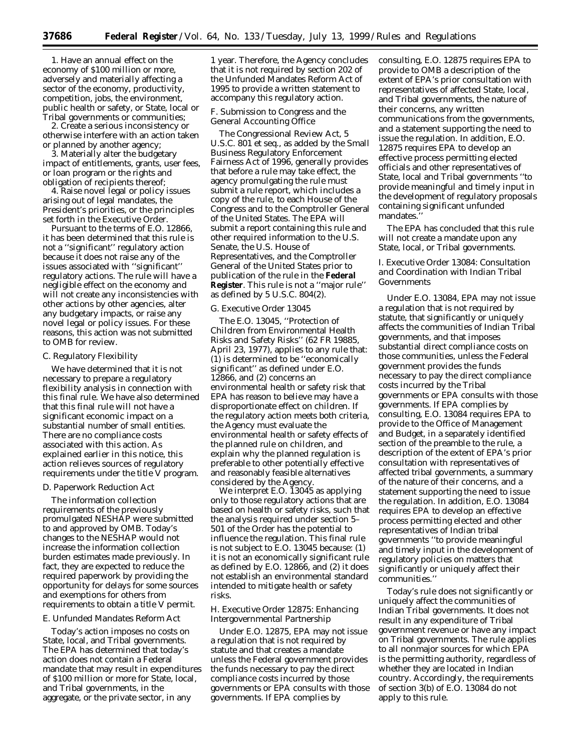1. Have an annual effect on the economy of $100 million or more, adversely and materially affecting a sector of the economy, productivity, competition, jobs, the environment, public health or safety, or State, local or Tribal governments or communities;

2. Create a serious inconsistency or otherwise interfere with an action taken or planned by another agency;

3. Materially alter the budgetary impact of entitlements, grants, user fees, or loan program or the rights and obligation of recipients thereof;

4. Raise novel legal or policy issues arising out of legal mandates, the President's priorities, or the principles set forth in the Executive Order.

Pursuant to the terms of E.O. 12866, it has been determined that this rule is not a ''significant'' regulatory action because it does not raise any of the issues associated with ''significant'' regulatory actions. The rule will have a negligible effect on the economy and will not create any inconsistencies with other actions by other agencies, alter any budgetary impacts, or raise any novel legal or policy issues. For these reasons, this action was not submitted to OMB for review.

### C. Regulatory Flexibility

We have determined that it is not necessary to prepare a regulatory flexibility analysis in connection with this final rule. We have also determined that this final rule will not have a significant economic impact on a substantial number of small entities. There are no compliance costs associated with this action. As explained earlier in this notice, this action relieves sources of regulatory requirements under the title V program.

### D. Paperwork Reduction Act

The information collection requirements of the previously promulgated NESHAP were submitted to and approved by OMB. Today's changes to the NESHAP would not increase the information collection burden estimates made previously. In fact, they are expected to reduce the required paperwork by providing the opportunity for delays for some sources and exemptions for others from requirements to obtain a title V permit.

### E. Unfunded Mandates Reform Act

Today's action imposes no costs on State, local, and Tribal governments. The EPA has determined that today's action does not contain a Federal mandate that may result in expenditures of $100 million or more for State, local, and Tribal governments, in the aggregate, or the private sector, in any 1 year. Therefore, the Agency concludes that it is not required by section 202 of the Unfunded Mandates Reform Act of 1995 to provide a written statement to accompany this regulatory action.

### F. Submission to Congress and the General Accounting Office

The Congressional Review Act, 5 U.S.C. 801 et seq., as added by the Small Business Regulatory Enforcement Fairness Act of 1996, generally provides that before a rule may take effect, the agency promulgating the rule must submit a rule report, which includes a copy of the rule, to each House of the Congress and to the Comptroller General of the United States. The EPA will submit a report containing this rule and other required information to the U.S. Senate, the U.S. House of Representatives, and the Comptroller General of the United States prior to publication of the rule in the **Federal Register**. This rule is not a ''major rule'' as defined by 5 U.S.C. 804(2).

### G. Executive Order 13045

The E.O. 13045, ''Protection of Children from Environmental Health Risks and Safety Risks'' (62 FR 19885, April 23, 1977), applies to any rule that: (1) is determined to be ''economically significant'' as defined under E.O. 12866, and (2) concerns an environmental health or safety risk that EPA has reason to believe may have a disproportionate effect on children. If the regulatory action meets both criteria, the Agency must evaluate the environmental health or safety effects of the planned rule on children, and explain why the planned regulation is preferable to other potentially effective and reasonably feasible alternatives considered by the Agency.

We interpret E.O. 13045 as applying only to those regulatory actions that are based on health or safety risks, such that the analysis required under section 5–501 of the Order has the potential to influence the regulation. This final rule is not subject to E.O. 13045 because: (1) it is not an economically significant rule as defined by E.O. 12866, and (2) it does not establish an environmental standard intended to mitigate health or safety risks.

### H. Executive Order 12875: Enhancing Intergovernmental Partnership

Under E.O. 12875, EPA may not issue a regulation that is not required by statute and that creates a mandate unless the Federal government provides the funds necessary to pay the direct compliance costs incurred by those governments or EPA consults with those governments. If EPA complies by consulting, E.O. 12875 requires EPA to provide to OMB a description of the extent of EPA's prior consultation with representatives of affected State, local, and Tribal governments, the nature of their concerns, any written communications from the governments, and a statement supporting the need to issue the regulation. In addition, E.O. 12875 requires EPA to develop an effective process permitting elected officials and other representatives of State, local and Tribal governments ''to provide meaningful and timely input in the development of regulatory proposals containing significant unfunded mandates.''

The EPA has concluded that this rule will not create a mandate upon any State, local, or Tribal governments.

### I. Executive Order 13084: Consultation and Coordination with Indian Tribal Governments

Under E.O. 13084, EPA may not issue a regulation that is not required by statute, that significantly or uniquely affects the communities of Indian Tribal governments, and that imposes substantial direct compliance costs on those communities, unless the Federal government provides the funds necessary to pay the direct compliance costs incurred by the Tribal governments or EPA consults with those governments. If EPA complies by consulting, E.O. 13084 requires EPA to provide to the Office of Management and Budget, in a separately identified section of the preamble to the rule, a description of the extent of EPA's prior consultation with representatives of affected tribal governments, a summary of the nature of their concerns, and a statement supporting the need to issue the regulation. In addition, E.O. 13084 requires EPA to develop an effective process permitting elected and other representatives of Indian tribal governments ''to provide meaningful and timely input in the development of regulatory policies on matters that significantly or uniquely affect their communities.''

Today's rule does not significantly or uniquely affect the communities of Indian Tribal governments. It does not result in any expenditure of Tribal government revenue or have any impact on Tribal governments. The rule applies to all nonmajor sources for which EPA is the permitting authority, regardless of whether they are located in Indian country. Accordingly, the requirements of section 3(b) of E.O. 13084 do not apply to this rule.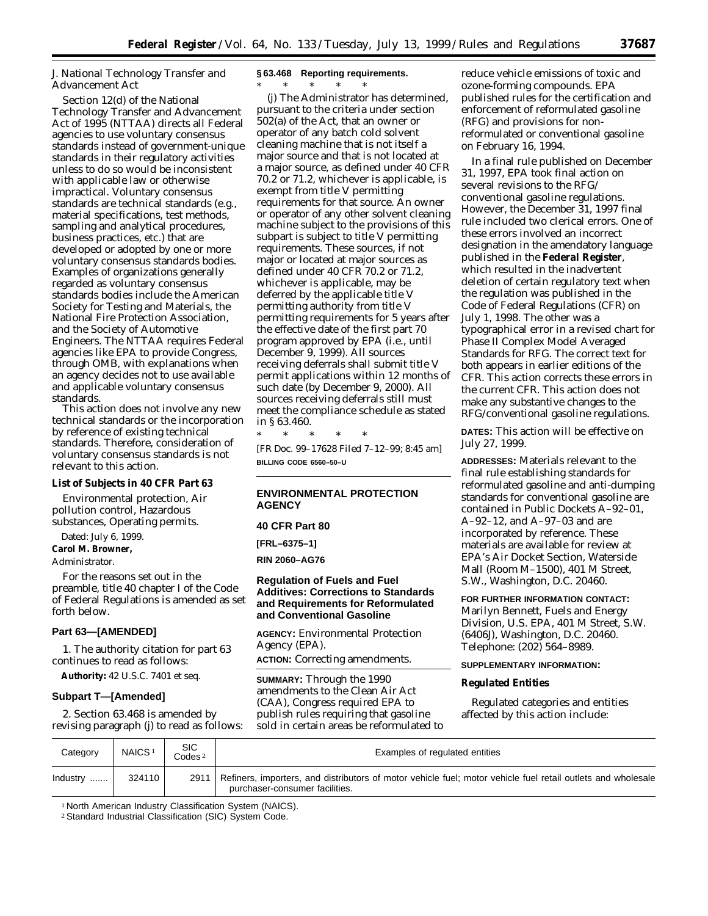J. National Technology Transfer and Advancement Act

Section 12(d) of the National Technology Transfer and Advancement Act of 1995 (NTTAA) directs all Federal agencies to use voluntary consensus standards instead of government-unique standards in their regulatory activities unless to do so would be inconsistent with applicable law or otherwise impractical. Voluntary consensus standards are technical standards (e.g., material specifications, test methods, sampling and analytical procedures, business practices, etc.) that are developed or adopted by one or more voluntary consensus standards bodies. Examples of organizations generally regarded as voluntary consensus standards bodies include the American Society for Testing and Materials, the National Fire Protection Association, and the Society of Automotive Engineers. The NTTAA requires Federal agencies like EPA to provide Congress, through OMB, with explanations when an agency decides not to use available and applicable voluntary consensus standards.

This action does not involve any new technical standards or the incorporation by reference of existing technical standards. Therefore, consideration of voluntary consensus standards is not relevant to this action.

**List of Subjects in 40 CFR Part 63**

Environmental protection, Air pollution control, Hazardous substances, Operating permits.

Dated: July 6, 1999.

**Carol M. Browner,**

*Administrator.*

For the reasons set out in the preamble, title 40 chapter I of the Code of Federal Regulations is amended as set forth below.

**Part 63—[AMENDED]**

1. The authority citation for part 63 continues to read as follows:

**Authority:** 42 U.S.C. 7401 *et seq.*

**Subpart T—[Amended]**

2. Section 63.468 is amended by revising paragraph (j) to read as follows:

**§ 63.468 Reporting requirements.**

\* \* \* \* \*

(j) The Administrator has determined, pursuant to the criteria under section 502(a) of the Act, that an owner or operator of any batch cold solvent cleaning machine that is not itself a major source and that is not located at a major source, as defined under 40 CFR 70.2 or 71.2, whichever is applicable, is exempt from title V permitting requirements for that source. An owner or operator of any other solvent cleaning machine subject to the provisions of this subpart is subject to title V permitting requirements. These sources, if not major or located at major sources as defined under 40 CFR 70.2 or 71.2, whichever is applicable, may be deferred by the applicable title V permitting authority from title V permitting requirements for 5 years after the effective date of the first part 70 program approved by EPA (i.e., until December 9, 1999). All sources receiving deferrals shall submit title V permit applications within 12 months of such date (by December 9, 2000). All sources receiving deferrals still must meet the compliance schedule as stated in § 63.460.

\* \* \* \* \*

[FR Doc. 99–17628 Filed 7–12–99; 8:45 am]

**BILLING CODE 6560–50–U**

---

**ENVIRONMENTAL PROTECTION AGENCY**

**40 CFR Part 80**

**[FRL–6375–1]**

**RIN 2060–AG76**

**Regulation of Fuels and Fuel Additives: Corrections to Standards and Requirements for Reformulated and Conventional Gasoline**

**AGENCY:** Environmental Protection Agency (EPA).

**ACTION:** Correcting amendments.

**SUMMARY:** Through the 1990 amendments to the Clean Air Act (CAA), Congress required EPA to publish rules requiring that gasoline sold in certain areas be reformulated to reduce vehicle emissions of toxic and ozone-forming compounds. EPA published rules for the certification and enforcement of reformulated gasoline (RFG) and provisions for non-reformulated or conventional gasoline on February 16, 1994.

In a final rule published on December 31, 1997, EPA took final action on several revisions to the RFG/conventional gasoline regulations. However, the December 31, 1997 final rule included two clerical errors. One of these errors involved an incorrect designation in the amendatory language published in the **Federal Register**, which resulted in the inadvertent deletion of certain regulatory text when the regulation was published in the Code of Federal Regulations (CFR) on July 1, 1998. The other was a typographical error in a revised chart for Phase II Complex Model Averaged Standards for RFG. The correct text for both appears in earlier editions of the CFR. This action corrects these errors in the current CFR. This action does not make any substantive changes to the RFG/conventional gasoline regulations.

**DATES:** This action will be effective on July 27, 1999.

**ADDRESSES:** Materials relevant to the final rule establishing standards for reformulated gasoline and anti-dumping standards for conventional gasoline are contained in Public Dockets A–92–01, A–92–12, and A–97–03 and are incorporated by reference. These materials are available for review at EPA's Air Docket Section, Waterside Mall (Room M–1500), 401 M Street, S.W., Washington, D.C. 20460.

**FOR FURTHER INFORMATION CONTACT:** Marilyn Bennett, Fuels and Energy Division, U.S. EPA, 401 M Street, S.W. (6406J), Washington, D.C. 20460. Telephone: (202) 564–8989.

**SUPPLEMENTARY INFORMATION:**

**Regulated Entities**

Regulated categories and entities affected by this action include:

| Category | NAICS [1] | SIC Codes [2] | Examples of regulated entities |
|---|---|---|---|
| Industry ....... | 324110 | 2911 | Refiners, importers, and distributors of motor vehicle fuel; motor vehicle fuel retail outlets and wholesale purchaser-consumer facilities. |

[1] North American Industry Classification System (NAICS).

[2] Standard Industrial Classification (SIC) System Code.